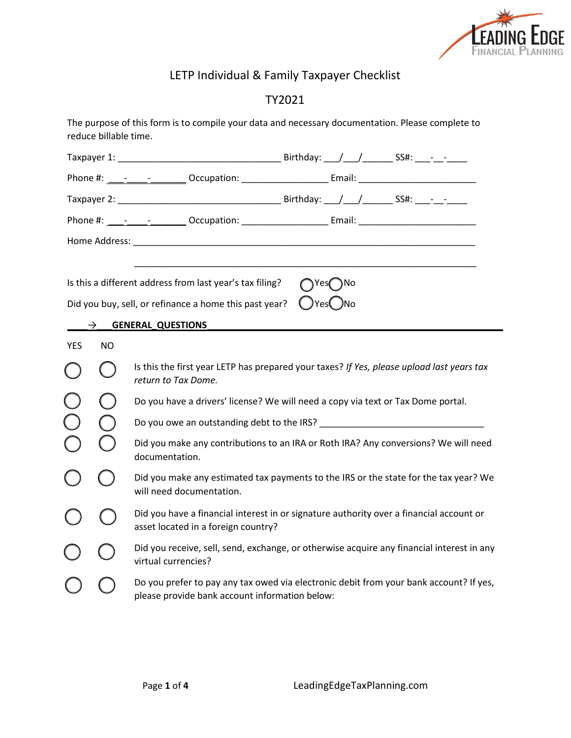# LETP Individual & Family Taxpayer Checklist

## TY2021

The purpose of this form is to compile your data and necessary documentation. Please complete to reduce billable time.

Taxpayer 1: ______________________________ Birthday: ___/___/______ SS#: ___-__-____

Phone #: ___-____-_______ Occupation: ________________ Email: ______________________

Taxpayer 2: ______________________________ Birthday: ___/___/______ SS#: ___-__-____

Phone #: ___-____-_______ Occupation: ________________ Email: ______________________

Home Address: ________________________________________________________________

________________________________________________________________

Is this a different address from last year's tax filing? ◯ Yes ◯ No

Did you buy, sell, or refinance a home this past year? ◯ Yes ◯ No

**→ GENERAL QUESTIONS**

| YES | NO | |
|---|---|---|
| ◯ | ◯ | Is this the first year LETP has prepared your taxes? *If Yes, please upload last years tax return to Tax Dome.* |
| ◯ | ◯ | Do you have a drivers' license? We will need a copy via text or Tax Dome portal. |
| ◯ | ◯ | Do you owe an outstanding debt to the IRS? ________________________________ |
| ◯ | ◯ | Did you make any contributions to an IRA or Roth IRA? Any conversions? We will need documentation. |
| ◯ | ◯ | Did you make any estimated tax payments to the IRS or the state for the tax year? We will need documentation. |
| ◯ | ◯ | Did you have a financial interest in or signature authority over a financial account or asset located in a foreign country? |
| ◯ | ◯ | Did you receive, sell, send, exchange, or otherwise acquire any financial interest in any virtual currencies? |
| ◯ | ◯ | Do you prefer to pay any tax owed via electronic debit from your bank account? If yes, please provide bank account information below: |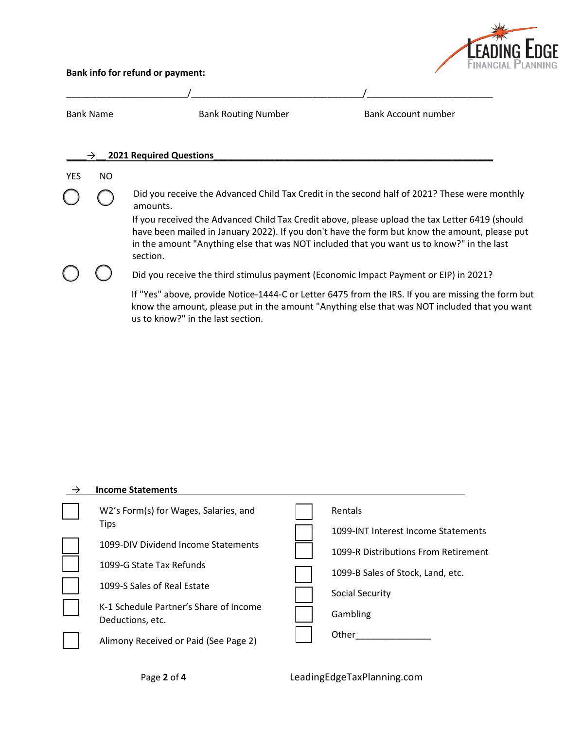**Bank info for refund or payment:**

_______________________/________________________________/_______________________

Bank Name | Bank Routing Number | Bank Account number

**____→__ 2021 Required Questions________________________________________________**

| YES | NO | |
|---|---|---|
| ◯ | ◯ | Did you receive the Advanced Child Tax Credit in the second half of 2021? These were monthly amounts. If you received the Advanced Child Tax Credit above, please upload the tax Letter 6419 (should have been mailed in January 2022). If you don't have the form but know the amount, please put in the amount "Anything else that was NOT included that you want us to know?" in the last section. |
| ◯ | ◯ | Did you receive the third stimulus payment (Economic Impact Payment or EIP) in 2021? If "Yes" above, provide Notice-1444-C or Letter 6475 from the IRS. If you are missing the form but know the amount, please put in the amount "Anything else that was NOT included that you want us to know?" in the last section. |

**→ Income Statements**

- ☐ W2's Form(s) for Wages, Salaries, and Tips
- ☐ 1099-DIV Dividend Income Statements
- ☐ 1099-G State Tax Refunds
- ☐ 1099-S Sales of Real Estate
- ☐ K-1 Schedule Partner's Share of Income Deductions, etc.
- ☐ Alimony Received or Paid (See Page 2)
- ☐ Rentals
- ☐ 1099-INT Interest Income Statements
- ☐ 1099-R Distributions From Retirement
- ☐ 1099-B Sales of Stock, Land, etc.
- ☐ Social Security
- ☐ Gambling
- ☐ Other_______________

LeadingEdgeTaxPlanning.com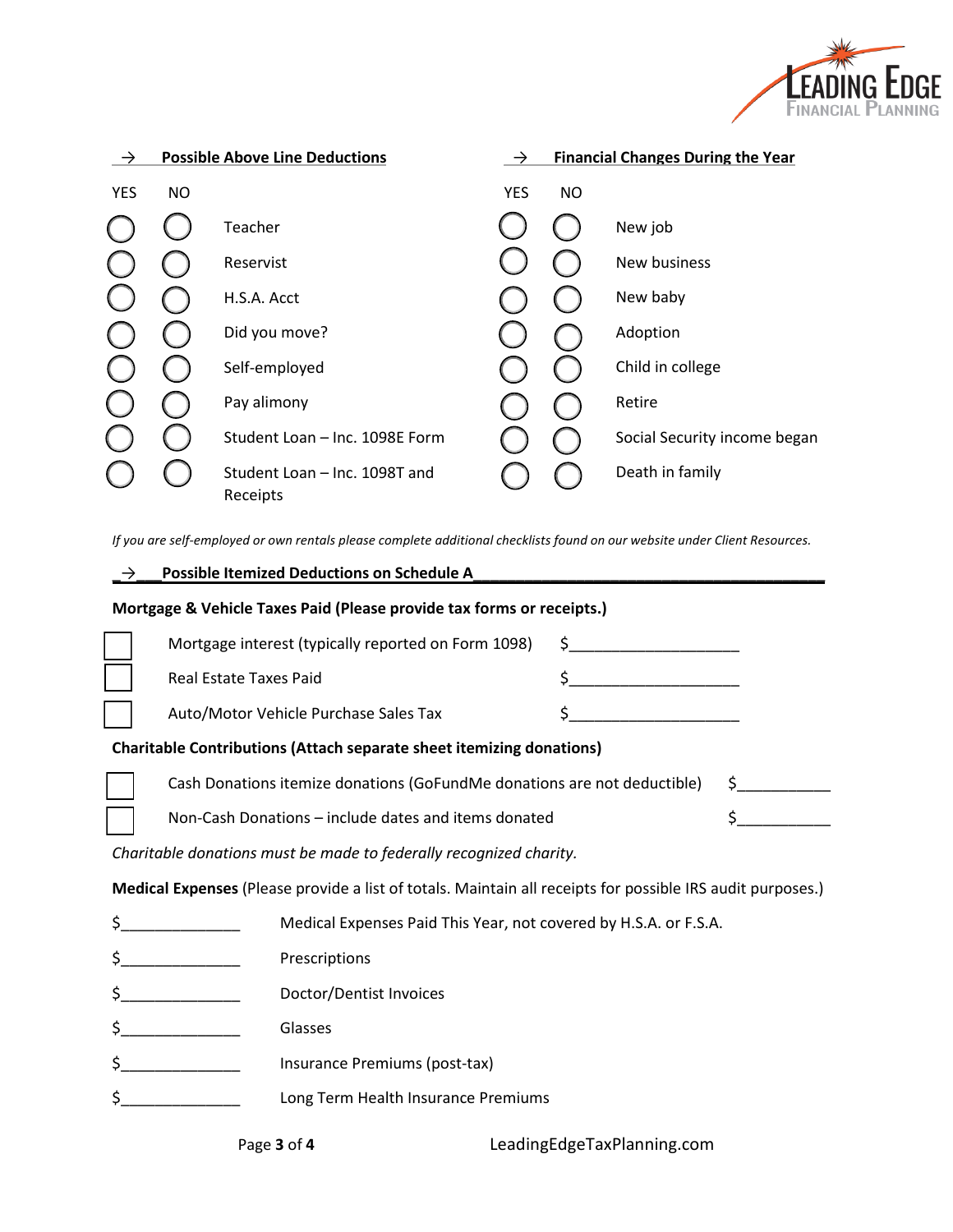### → Possible Above Line Deductions

| YES | NO | |
|---|---|---|
| ◯ | ◯ | Teacher |
| ◯ | ◯ | Reservist |
| ◯ | ◯ | H.S.A. Acct |
| ◯ | ◯ | Did you move? |
| ◯ | ◯ | Self-employed |
| ◯ | ◯ | Pay alimony |
| ◯ | ◯ | Student Loan – Inc. 1098E Form |
| ◯ | ◯ | Student Loan – Inc. 1098T and Receipts |

### → Financial Changes During the Year

| YES | NO | |
|---|---|---|
| ◯ | ◯ | New job |
| ◯ | ◯ | New business |
| ◯ | ◯ | New baby |
| ◯ | ◯ | Adoption |
| ◯ | ◯ | Child in college |
| ◯ | ◯ | Retire |
| ◯ | ◯ | Social Security income began |
| ◯ | ◯ | Death in family |

*If you are self-employed or own rentals please complete additional checklists found on our website under Client Resources.*

### → Possible Itemized Deductions on Schedule A

**Mortgage & Vehicle Taxes Paid (Please provide tax forms or receipts.)**

- ☐ Mortgage interest (typically reported on Form 1098) $____________________
- ☐ Real Estate Taxes Paid $____________________
- ☐ Auto/Motor Vehicle Purchase Sales Tax $____________________

**Charitable Contributions (Attach separate sheet itemizing donations)**

- ☐ Cash Donations itemize donations (GoFundMe donations are not deductible) $___________
- ☐ Non-Cash Donations – include dates and items donated $___________

*Charitable donations must be made to federally recognized charity.*

**Medical Expenses** (Please provide a list of totals. Maintain all receipts for possible IRS audit purposes.)

- $______________ Medical Expenses Paid This Year, not covered by H.S.A. or F.S.A.
- $______________ Prescriptions
- $______________ Doctor/Dentist Invoices
- $______________ Glasses
- $______________ Insurance Premiums (post-tax)
- $______________ Long Term Health Insurance Premiums

LeadingEdgeTaxPlanning.com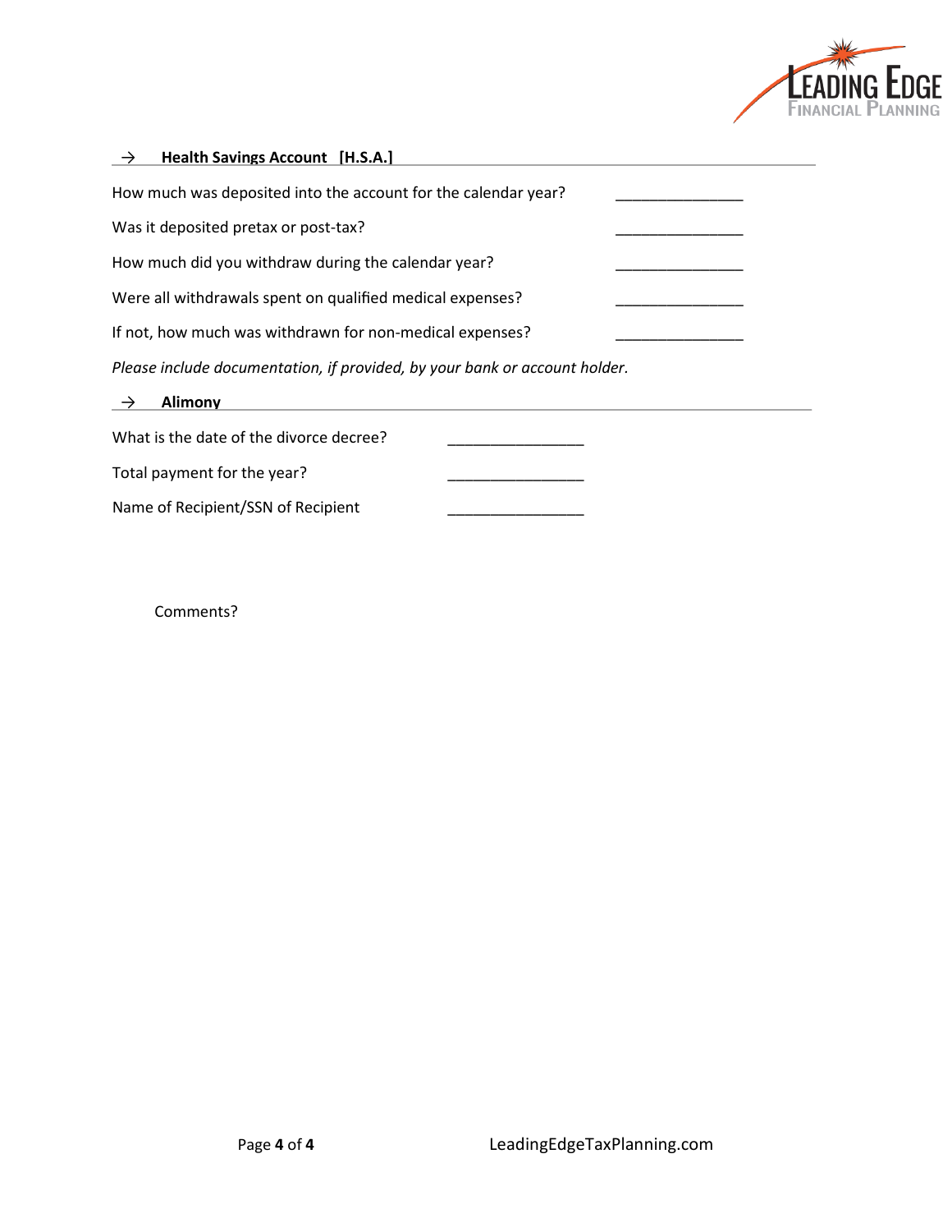## → Health Savings Account [H.S.A.]

How much was deposited into the account for the calendar year? _______________

Was it deposited pretax or post-tax? _______________

How much did you withdraw during the calendar year? _______________

Were all withdrawals spent on qualified medical expenses? _______________

If not, how much was withdrawn for non-medical expenses? _______________

*Please include documentation, if provided, by your bank or account holder.*

## → Alimony

What is the date of the divorce decree? ________________

Total payment for the year? ________________

Name of Recipient/SSN of Recipient ________________

Comments?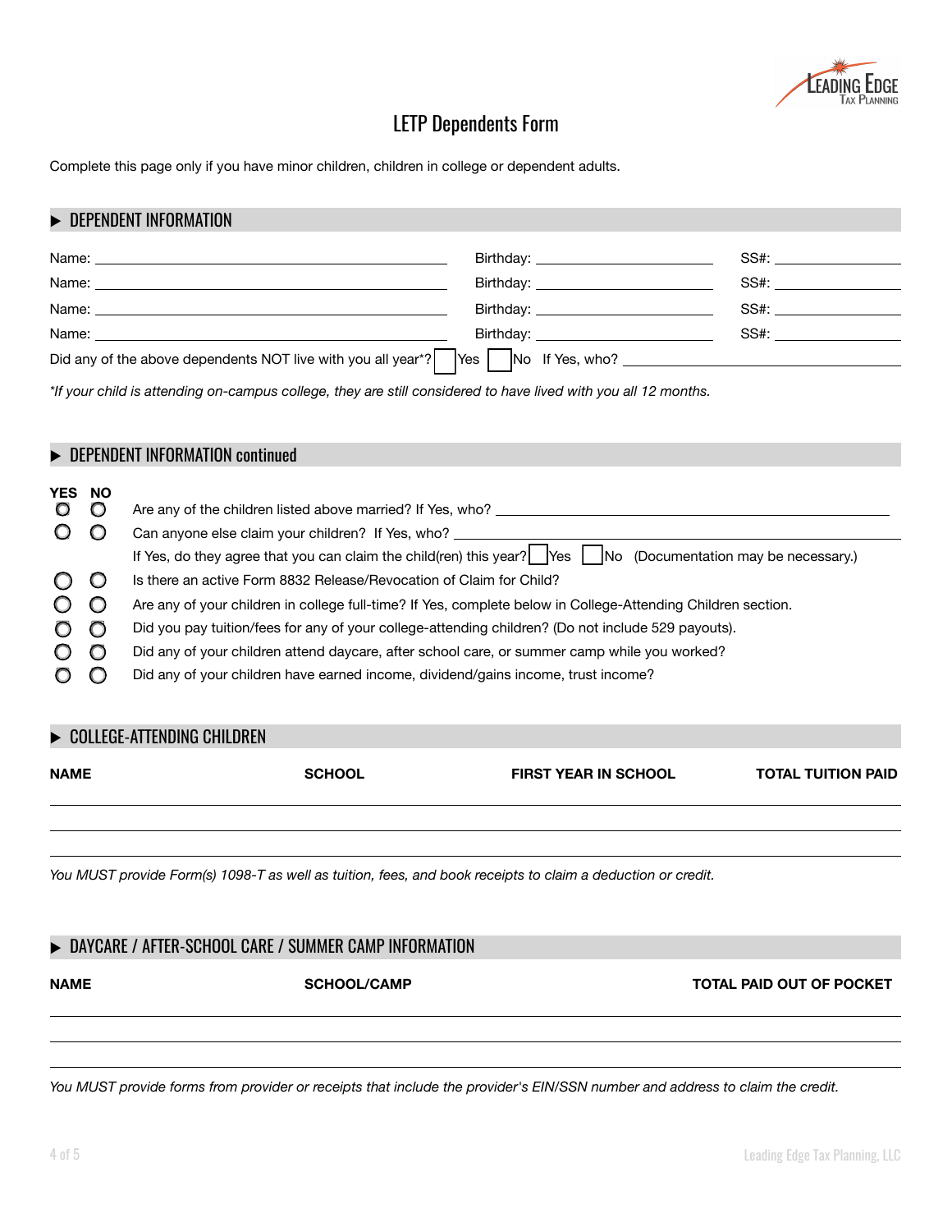# LETP Dependents Form

Complete this page only if you have minor children, children in college or dependent adults.

## ▶ DEPENDENT INFORMATION

Name: ______________________ Birthday: ______________ SS#: ____________

Name: ______________________ Birthday: ______________ SS#: ____________

Name: ______________________ Birthday: ______________ SS#: ____________

Name: ______________________ Birthday: ______________ SS#: ____________

Did any of the above dependents NOT live with you all year*? ☐ Yes ☐ No If Yes, who? ______________________

*If your child is attending on-campus college, they are still considered to have lived with you all 12 months.*

## ▶ DEPENDENT INFORMATION continued

| YES | NO | |
|---|---|---|
| ○ | ○ | Are any of the children listed above married? If Yes, who? ______________________ |
| ○ | ○ | Can anyone else claim your children? If Yes, who? ______________________ |
| | | If Yes, do they agree that you can claim the child(ren) this year? ☐ Yes ☐ No (Documentation may be necessary.) |
| ○ | ○ | Is there an active Form 8832 Release/Revocation of Claim for Child? |
| ○ | ○ | Are any of your children in college full-time? If Yes, complete below in College-Attending Children section. |
| ○ | ○ | Did you pay tuition/fees for any of your college-attending children? (Do not include 529 payouts). |
| ○ | ○ | Did any of your children attend daycare, after school care, or summer camp while you worked? |
| ○ | ○ | Did any of your children have earned income, dividend/gains income, trust income? |

## ▶ COLLEGE-ATTENDING CHILDREN

| NAME | SCHOOL | FIRST YEAR IN SCHOOL | TOTAL TUITION PAID |
|---|---|---|---|
| | | | |
| | | | |
| | | | |

*You MUST provide Form(s) 1098-T as well as tuition, fees, and book receipts to claim a deduction or credit.*

## ▶ DAYCARE / AFTER-SCHOOL CARE / SUMMER CAMP INFORMATION

| NAME | SCHOOL/CAMP | TOTAL PAID OUT OF POCKET |
|---|---|---|
| | | |
| | | |
| | | |

*You MUST provide forms from provider or receipts that include the provider's EIN/SSN number and address to claim the credit.*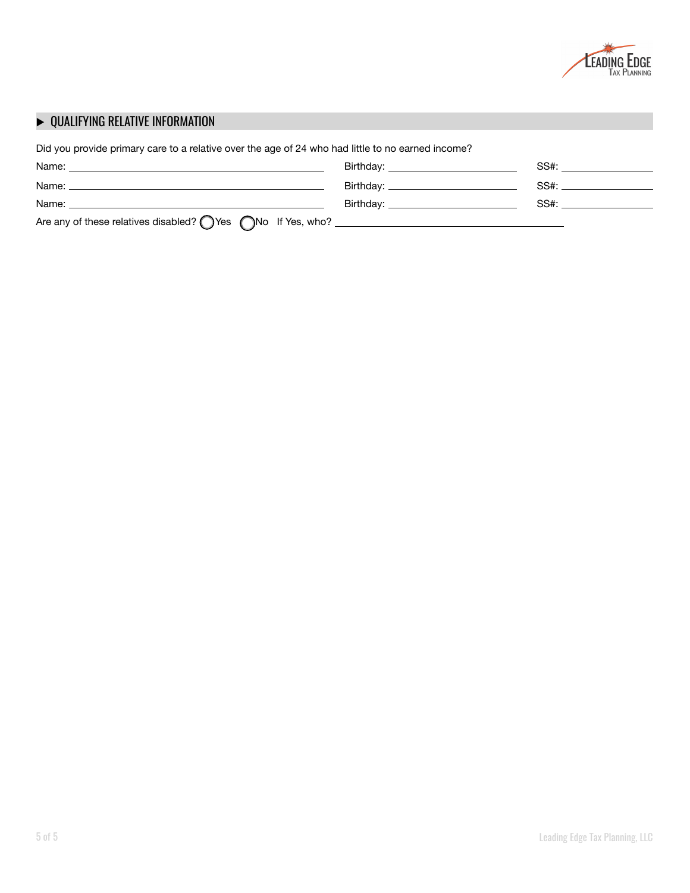## ▶ QUALIFYING RELATIVE INFORMATION

Did you provide primary care to a relative over the age of 24 who had little to no earned income?

Name: ______________________ Birthday: ______________ SS#: ____________

Name: ______________________ Birthday: ______________ SS#: ____________

Name: ______________________ Birthday: ______________ SS#: ____________

Are any of these relatives disabled? ◯ Yes ◯ No If Yes, who? ______________________